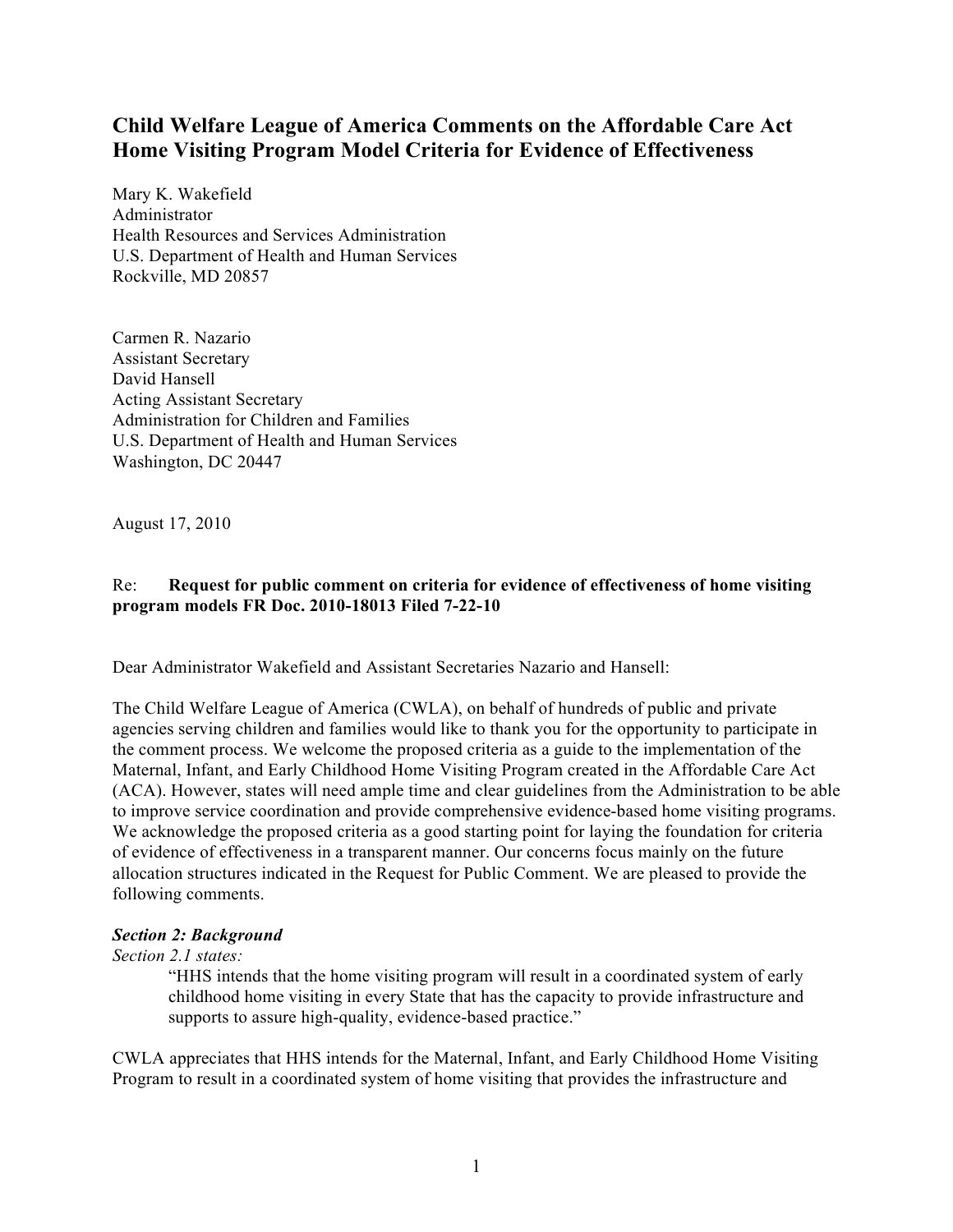# Child Welfare League of America Comments on the Affordable Care Act Home Visiting Program Model Criteria for Evidence of Effectiveness

Mary K. Wakefield
Administrator
Health Resources and Services Administration
U.S. Department of Health and Human Services
Rockville, MD 20857

Carmen R. Nazario
Assistant Secretary
David Hansell
Acting Assistant Secretary
Administration for Children and Families
U.S. Department of Health and Human Services
Washington, DC 20447

August 17, 2010

Re: **Request for public comment on criteria for evidence of effectiveness of home visiting program models FR Doc. 2010-18013 Filed 7-22-10**

Dear Administrator Wakefield and Assistant Secretaries Nazario and Hansell:

The Child Welfare League of America (CWLA), on behalf of hundreds of public and private agencies serving children and families would like to thank you for the opportunity to participate in the comment process. We welcome the proposed criteria as a guide to the implementation of the Maternal, Infant, and Early Childhood Home Visiting Program created in the Affordable Care Act (ACA). However, states will need ample time and clear guidelines from the Administration to be able to improve service coordination and provide comprehensive evidence-based home visiting programs. We acknowledge the proposed criteria as a good starting point for laying the foundation for criteria of evidence of effectiveness in a transparent manner. Our concerns focus mainly on the future allocation structures indicated in the Request for Public Comment. We are pleased to provide the following comments.

***Section 2: Background***

*Section 2.1 states:*

> "HHS intends that the home visiting program will result in a coordinated system of early childhood home visiting in every State that has the capacity to provide infrastructure and supports to assure high-quality, evidence-based practice."

CWLA appreciates that HHS intends for the Maternal, Infant, and Early Childhood Home Visiting Program to result in a coordinated system of home visiting that provides the infrastructure and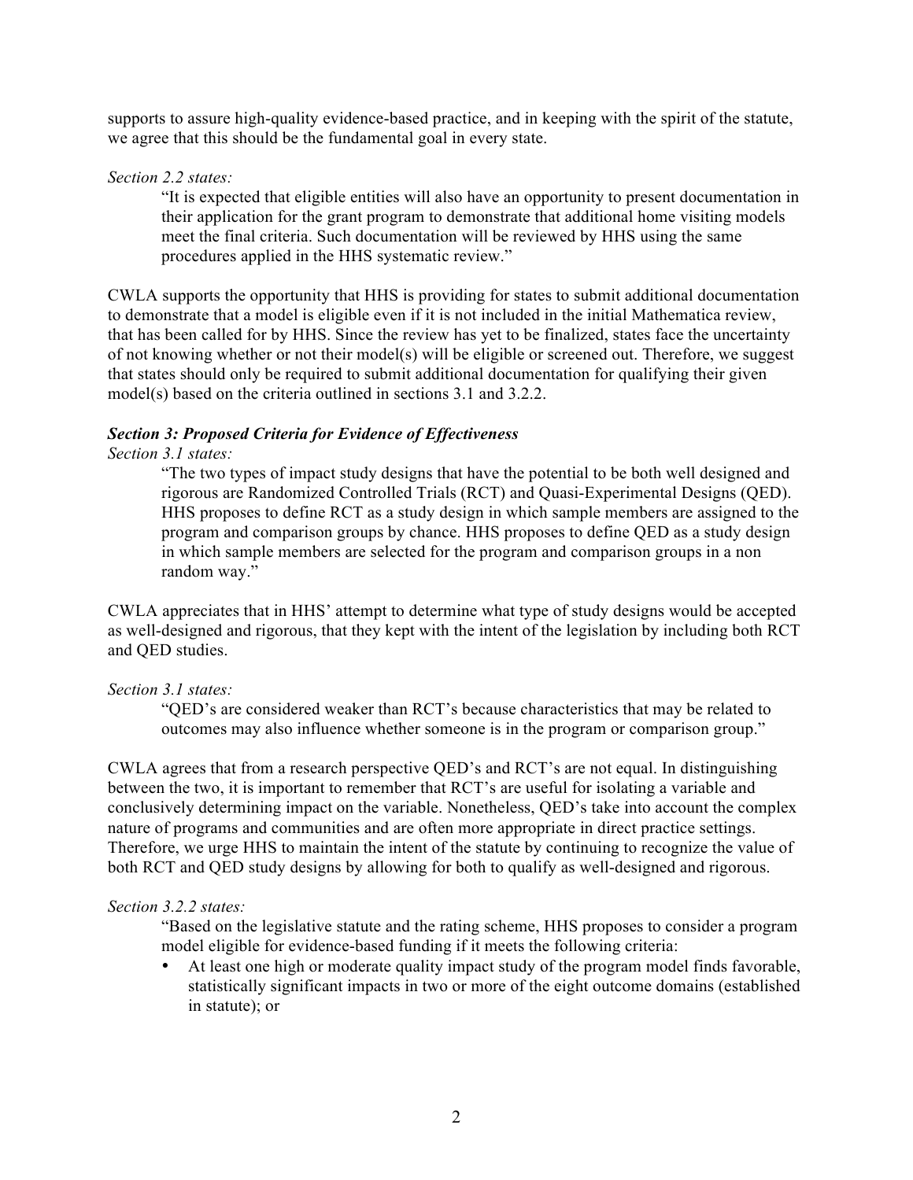supports to assure high-quality evidence-based practice, and in keeping with the spirit of the statute, we agree that this should be the fundamental goal in every state.

*Section 2.2 states:*

> "It is expected that eligible entities will also have an opportunity to present documentation in their application for the grant program to demonstrate that additional home visiting models meet the final criteria. Such documentation will be reviewed by HHS using the same procedures applied in the HHS systematic review."

CWLA supports the opportunity that HHS is providing for states to submit additional documentation to demonstrate that a model is eligible even if it is not included in the initial Mathematica review, that has been called for by HHS. Since the review has yet to be finalized, states face the uncertainty of not knowing whether or not their model(s) will be eligible or screened out. Therefore, we suggest that states should only be required to submit additional documentation for qualifying their given model(s) based on the criteria outlined in sections 3.1 and 3.2.2.

***Section 3: Proposed Criteria for Evidence of Effectiveness***

*Section 3.1 states:*

> "The two types of impact study designs that have the potential to be both well designed and rigorous are Randomized Controlled Trials (RCT) and Quasi-Experimental Designs (QED). HHS proposes to define RCT as a study design in which sample members are assigned to the program and comparison groups by chance. HHS proposes to define QED as a study design in which sample members are selected for the program and comparison groups in a non random way."

CWLA appreciates that in HHS' attempt to determine what type of study designs would be accepted as well-designed and rigorous, that they kept with the intent of the legislation by including both RCT and QED studies.

*Section 3.1 states:*

> "QED's are considered weaker than RCT's because characteristics that may be related to outcomes may also influence whether someone is in the program or comparison group."

CWLA agrees that from a research perspective QED's and RCT's are not equal. In distinguishing between the two, it is important to remember that RCT's are useful for isolating a variable and conclusively determining impact on the variable. Nonetheless, QED's take into account the complex nature of programs and communities and are often more appropriate in direct practice settings. Therefore, we urge HHS to maintain the intent of the statute by continuing to recognize the value of both RCT and QED study designs by allowing for both to qualify as well-designed and rigorous.

*Section 3.2.2 states:*

> "Based on the legislative statute and the rating scheme, HHS proposes to consider a program model eligible for evidence-based funding if it meets the following criteria:
>
> - At least one high or moderate quality impact study of the program model finds favorable, statistically significant impacts in two or more of the eight outcome domains (established in statute); or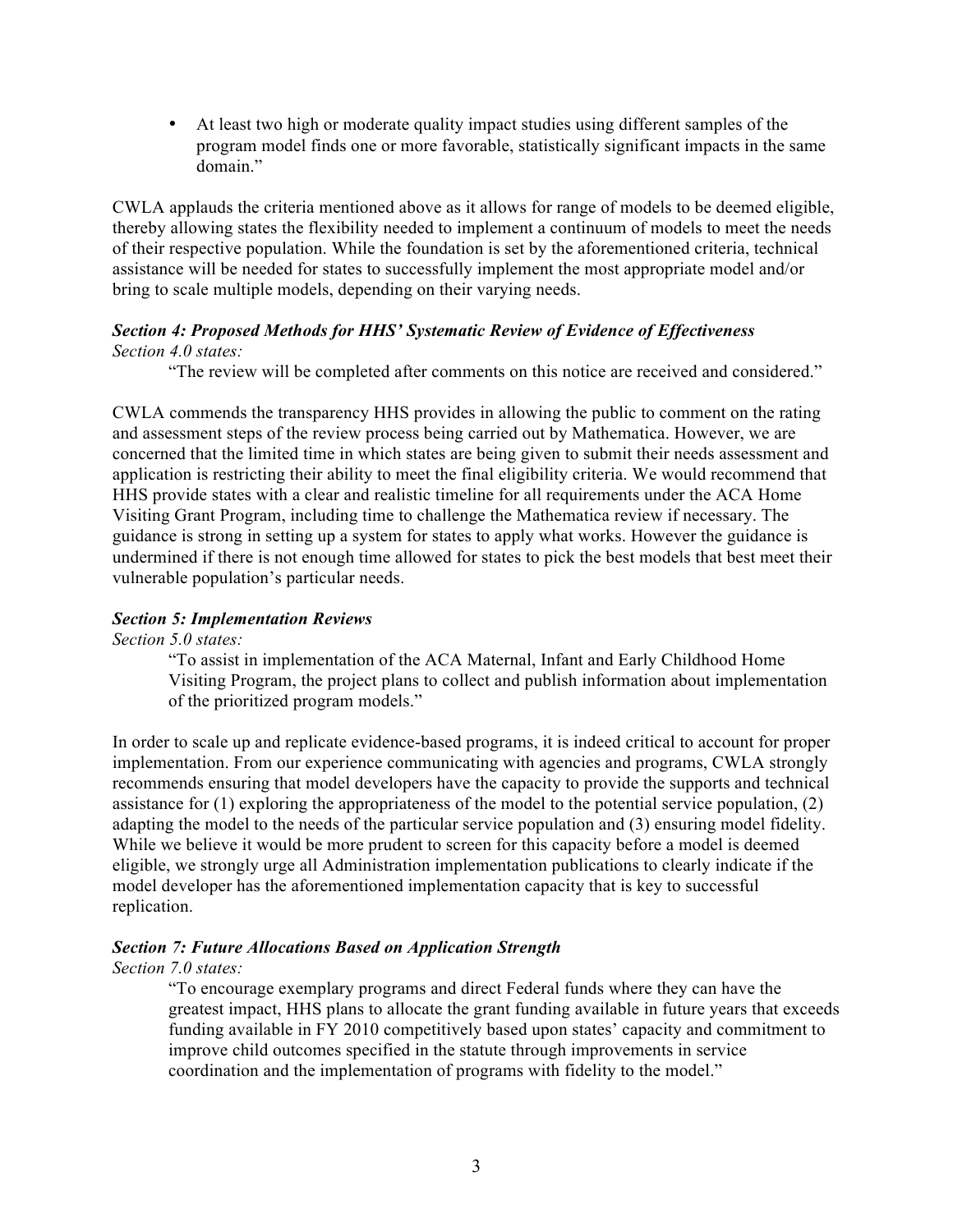- At least two high or moderate quality impact studies using different samples of the program model finds one or more favorable, statistically significant impacts in the same domain."

CWLA applauds the criteria mentioned above as it allows for range of models to be deemed eligible, thereby allowing states the flexibility needed to implement a continuum of models to meet the needs of their respective population. While the foundation is set by the aforementioned criteria, technical assistance will be needed for states to successfully implement the most appropriate model and/or bring to scale multiple models, depending on their varying needs.

***Section 4: Proposed Methods for HHS' Systematic Review of Evidence of Effectiveness***

*Section 4.0 states:*

> "The review will be completed after comments on this notice are received and considered."

CWLA commends the transparency HHS provides in allowing the public to comment on the rating and assessment steps of the review process being carried out by Mathematica. However, we are concerned that the limited time in which states are being given to submit their needs assessment and application is restricting their ability to meet the final eligibility criteria. We would recommend that HHS provide states with a clear and realistic timeline for all requirements under the ACA Home Visiting Grant Program, including time to challenge the Mathematica review if necessary. The guidance is strong in setting up a system for states to apply what works. However the guidance is undermined if there is not enough time allowed for states to pick the best models that best meet their vulnerable population's particular needs.

***Section 5: Implementation Reviews***

*Section 5.0 states:*

> "To assist in implementation of the ACA Maternal, Infant and Early Childhood Home Visiting Program, the project plans to collect and publish information about implementation of the prioritized program models."

In order to scale up and replicate evidence-based programs, it is indeed critical to account for proper implementation. From our experience communicating with agencies and programs, CWLA strongly recommends ensuring that model developers have the capacity to provide the supports and technical assistance for (1) exploring the appropriateness of the model to the potential service population, (2) adapting the model to the needs of the particular service population and (3) ensuring model fidelity. While we believe it would be more prudent to screen for this capacity before a model is deemed eligible, we strongly urge all Administration implementation publications to clearly indicate if the model developer has the aforementioned implementation capacity that is key to successful replication.

***Section 7: Future Allocations Based on Application Strength***

*Section 7.0 states:*

> "To encourage exemplary programs and direct Federal funds where they can have the greatest impact, HHS plans to allocate the grant funding available in future years that exceeds funding available in FY 2010 competitively based upon states' capacity and commitment to improve child outcomes specified in the statute through improvements in service coordination and the implementation of programs with fidelity to the model."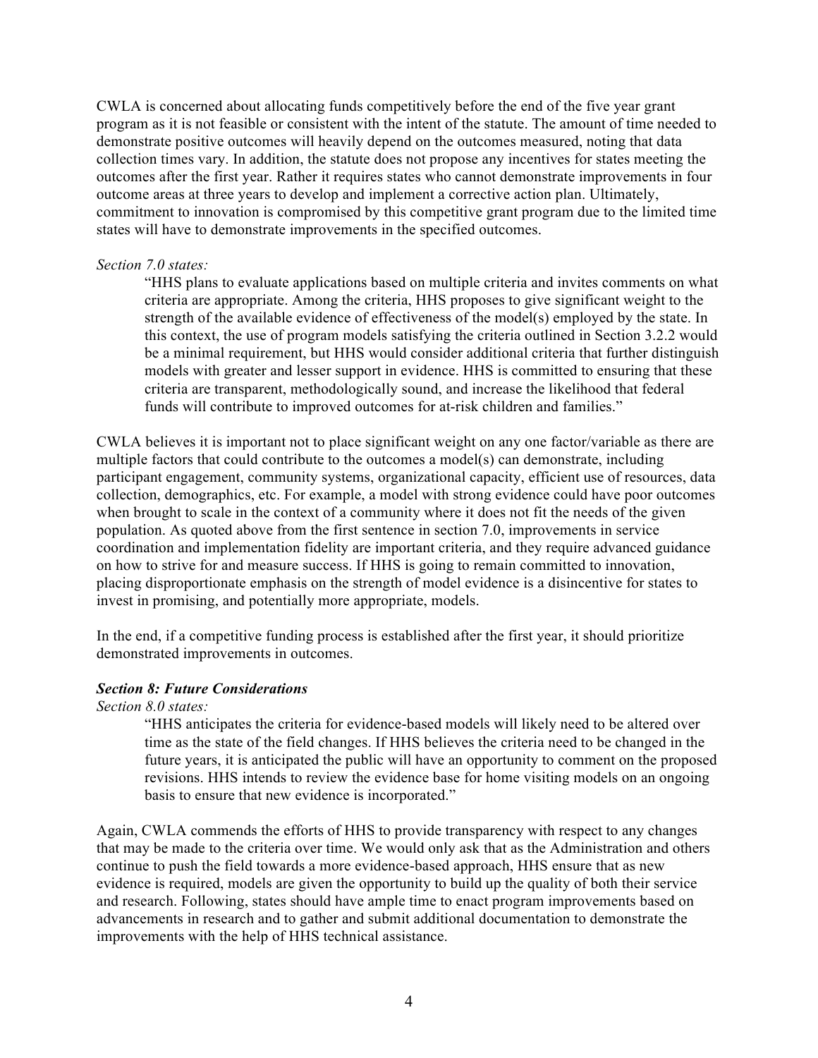CWLA is concerned about allocating funds competitively before the end of the five year grant program as it is not feasible or consistent with the intent of the statute. The amount of time needed to demonstrate positive outcomes will heavily depend on the outcomes measured, noting that data collection times vary. In addition, the statute does not propose any incentives for states meeting the outcomes after the first year. Rather it requires states who cannot demonstrate improvements in four outcome areas at three years to develop and implement a corrective action plan. Ultimately, commitment to innovation is compromised by this competitive grant program due to the limited time states will have to demonstrate improvements in the specified outcomes.

*Section 7.0 states:*

> "HHS plans to evaluate applications based on multiple criteria and invites comments on what criteria are appropriate. Among the criteria, HHS proposes to give significant weight to the strength of the available evidence of effectiveness of the model(s) employed by the state. In this context, the use of program models satisfying the criteria outlined in Section 3.2.2 would be a minimal requirement, but HHS would consider additional criteria that further distinguish models with greater and lesser support in evidence. HHS is committed to ensuring that these criteria are transparent, methodologically sound, and increase the likelihood that federal funds will contribute to improved outcomes for at-risk children and families."

CWLA believes it is important not to place significant weight on any one factor/variable as there are multiple factors that could contribute to the outcomes a model(s) can demonstrate, including participant engagement, community systems, organizational capacity, efficient use of resources, data collection, demographics, etc. For example, a model with strong evidence could have poor outcomes when brought to scale in the context of a community where it does not fit the needs of the given population. As quoted above from the first sentence in section 7.0, improvements in service coordination and implementation fidelity are important criteria, and they require advanced guidance on how to strive for and measure success. If HHS is going to remain committed to innovation, placing disproportionate emphasis on the strength of model evidence is a disincentive for states to invest in promising, and potentially more appropriate, models.

In the end, if a competitive funding process is established after the first year, it should prioritize demonstrated improvements in outcomes.

***Section 8: Future Considerations***

*Section 8.0 states:*

> "HHS anticipates the criteria for evidence-based models will likely need to be altered over time as the state of the field changes. If HHS believes the criteria need to be changed in the future years, it is anticipated the public will have an opportunity to comment on the proposed revisions. HHS intends to review the evidence base for home visiting models on an ongoing basis to ensure that new evidence is incorporated."

Again, CWLA commends the efforts of HHS to provide transparency with respect to any changes that may be made to the criteria over time. We would only ask that as the Administration and others continue to push the field towards a more evidence-based approach, HHS ensure that as new evidence is required, models are given the opportunity to build up the quality of both their service and research. Following, states should have ample time to enact program improvements based on advancements in research and to gather and submit additional documentation to demonstrate the improvements with the help of HHS technical assistance.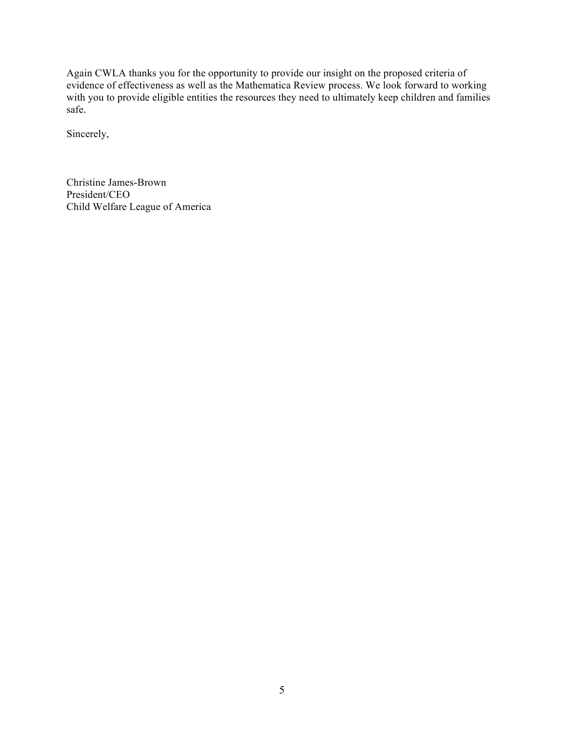Again CWLA thanks you for the opportunity to provide our insight on the proposed criteria of evidence of effectiveness as well as the Mathematica Review process. We look forward to working with you to provide eligible entities the resources they need to ultimately keep children and families safe.

Sincerely,

Christine James-Brown
President/CEO
Child Welfare League of America